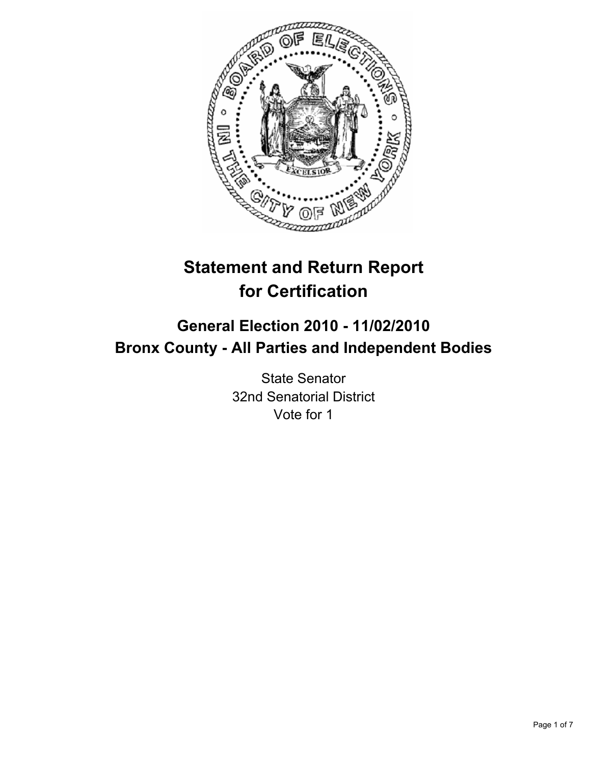# Statement and Return Report for Certification

## General Election 2010 - 11/02/2010
## Bronx County - All Parties and Independent Bodies

State Senator
32nd Senatorial District
Vote for 1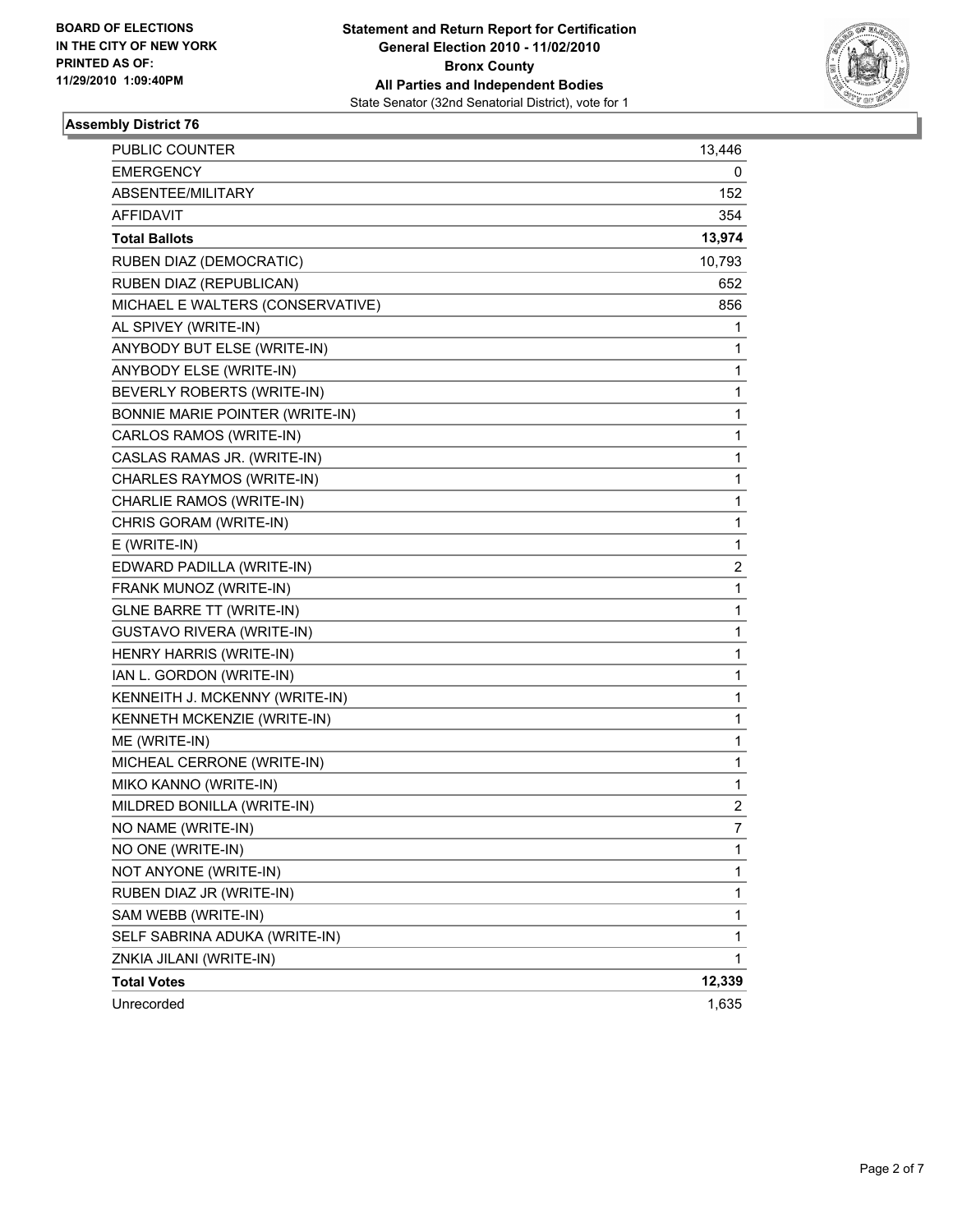**BOARD OF ELECTIONS**
**IN THE CITY OF NEW YORK**
**PRINTED AS OF:**
**11/29/2010 1:09:40PM**

**Statement and Return Report for Certification**
**General Election 2010 - 11/02/2010**
**Bronx County**
**All Parties and Independent Bodies**
State Senator (32nd Senatorial District), vote for 1

### Assembly District 76

| | |
|---|---|
| PUBLIC COUNTER | 13,446 |
| EMERGENCY | 0 |
| ABSENTEE/MILITARY | 152 |
| AFFIDAVIT | 354 |
| **Total Ballots** | **13,974** |
| RUBEN DIAZ (DEMOCRATIC) | 10,793 |
| RUBEN DIAZ (REPUBLICAN) | 652 |
| MICHAEL E WALTERS (CONSERVATIVE) | 856 |
| AL SPIVEY (WRITE-IN) | 1 |
| ANYBODY BUT ELSE (WRITE-IN) | 1 |
| ANYBODY ELSE (WRITE-IN) | 1 |
| BEVERLY ROBERTS (WRITE-IN) | 1 |
| BONNIE MARIE POINTER (WRITE-IN) | 1 |
| CARLOS RAMOS (WRITE-IN) | 1 |
| CASLAS RAMAS JR. (WRITE-IN) | 1 |
| CHARLES RAYMOS (WRITE-IN) | 1 |
| CHARLIE RAMOS (WRITE-IN) | 1 |
| CHRIS GORAM (WRITE-IN) | 1 |
| E (WRITE-IN) | 1 |
| EDWARD PADILLA (WRITE-IN) | 2 |
| FRANK MUNOZ (WRITE-IN) | 1 |
| GLNE BARRE TT (WRITE-IN) | 1 |
| GUSTAVO RIVERA (WRITE-IN) | 1 |
| HENRY HARRIS (WRITE-IN) | 1 |
| IAN L. GORDON (WRITE-IN) | 1 |
| KENNEITH J. MCKENNY (WRITE-IN) | 1 |
| KENNETH MCKENZIE (WRITE-IN) | 1 |
| ME (WRITE-IN) | 1 |
| MICHEAL CERRONE (WRITE-IN) | 1 |
| MIKO KANNO (WRITE-IN) | 1 |
| MILDRED BONILLA (WRITE-IN) | 2 |
| NO NAME (WRITE-IN) | 7 |
| NO ONE (WRITE-IN) | 1 |
| NOT ANYONE (WRITE-IN) | 1 |
| RUBEN DIAZ JR (WRITE-IN) | 1 |
| SAM WEBB (WRITE-IN) | 1 |
| SELF SABRINA ADUKA (WRITE-IN) | 1 |
| ZNKIA JILANI (WRITE-IN) | 1 |
| **Total Votes** | **12,339** |
| Unrecorded | 1,635 |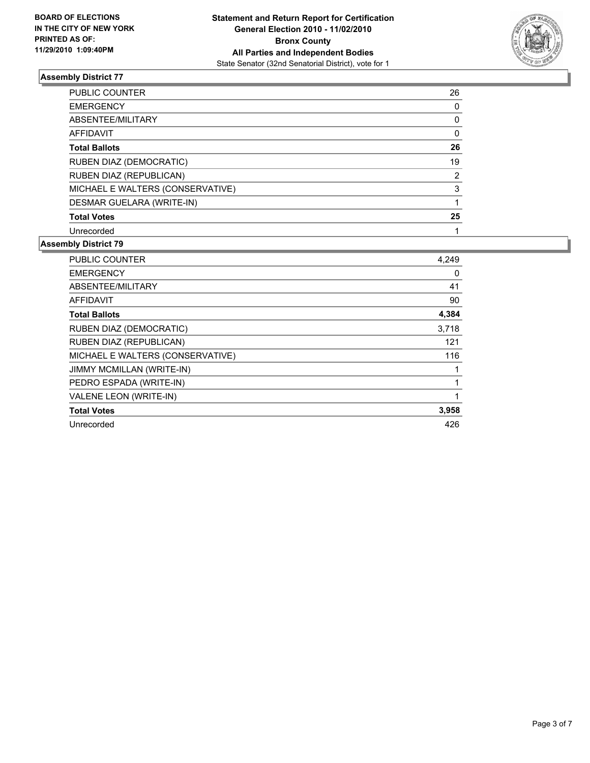**BOARD OF ELECTIONS IN THE CITY OF NEW YORK PRINTED AS OF: 11/29/2010 1:09:40PM**

**Statement and Return Report for Certification**
**General Election 2010 - 11/02/2010**
**Bronx County**
**All Parties and Independent Bodies**
State Senator (32nd Senatorial District), vote for 1

### Assembly District 77

| | |
|---|---|
| PUBLIC COUNTER | 26 |
| EMERGENCY | 0 |
| ABSENTEE/MILITARY | 0 |
| AFFIDAVIT | 0 |
| **Total Ballots** | **26** |
| RUBEN DIAZ (DEMOCRATIC) | 19 |
| RUBEN DIAZ (REPUBLICAN) | 2 |
| MICHAEL E WALTERS (CONSERVATIVE) | 3 |
| DESMAR GUELARA (WRITE-IN) | 1 |
| **Total Votes** | **25** |
| Unrecorded | 1 |

### Assembly District 79

| | |
|---|---|
| PUBLIC COUNTER | 4,249 |
| EMERGENCY | 0 |
| ABSENTEE/MILITARY | 41 |
| AFFIDAVIT | 90 |
| **Total Ballots** | **4,384** |
| RUBEN DIAZ (DEMOCRATIC) | 3,718 |
| RUBEN DIAZ (REPUBLICAN) | 121 |
| MICHAEL E WALTERS (CONSERVATIVE) | 116 |
| JIMMY MCMILLAN (WRITE-IN) | 1 |
| PEDRO ESPADA (WRITE-IN) | 1 |
| VALENE LEON (WRITE-IN) | 1 |
| **Total Votes** | **3,958** |
| Unrecorded | 426 |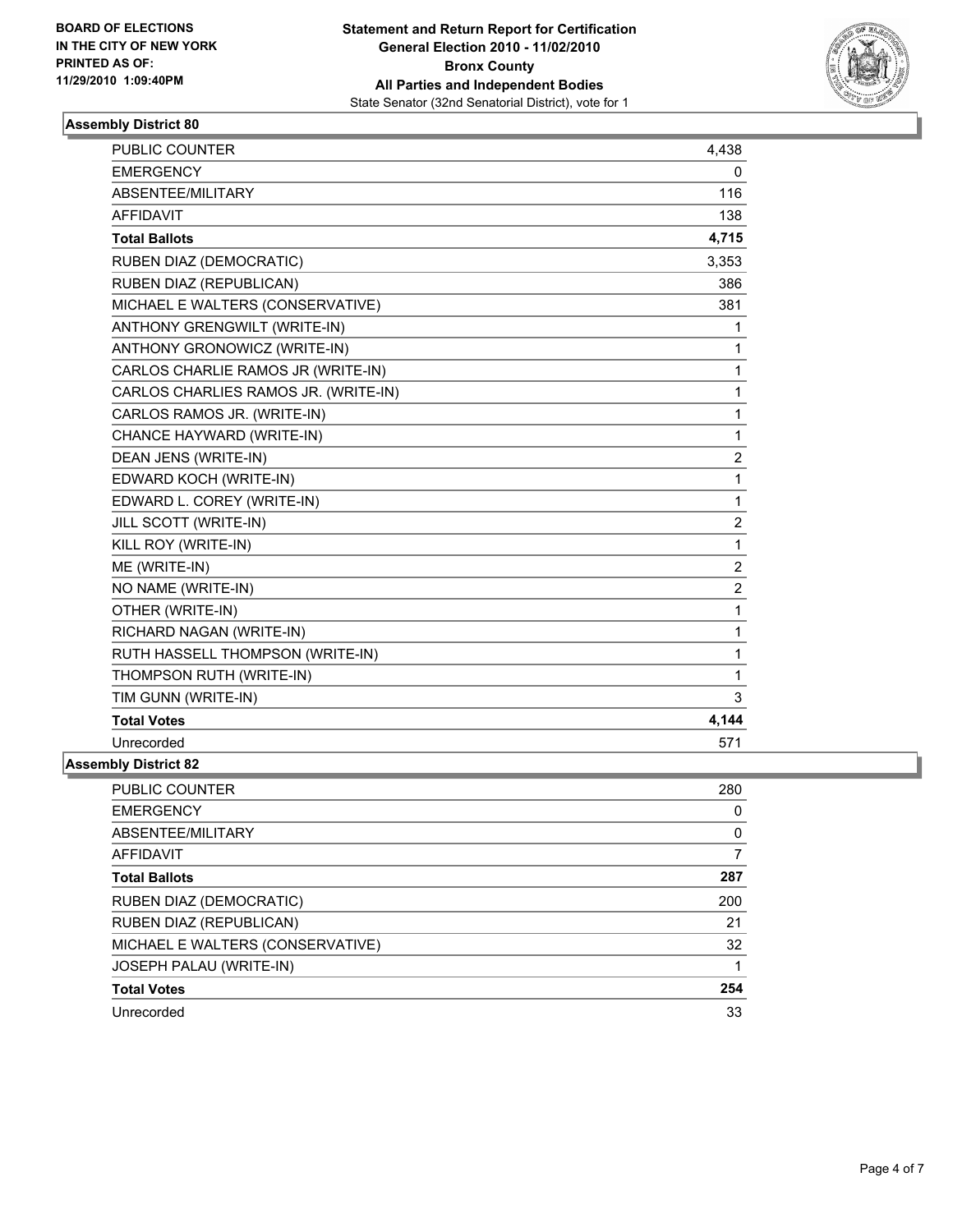**BOARD OF ELECTIONS IN THE CITY OF NEW YORK PRINTED AS OF: 11/29/2010 1:09:40PM**

# Statement and Return Report for Certification
## General Election 2010 - 11/02/2010
## Bronx County
## All Parties and Independent Bodies
State Senator (32nd Senatorial District), vote for 1

### Assembly District 80

| | |
|---|---|
| PUBLIC COUNTER | 4,438 |
| EMERGENCY | 0 |
| ABSENTEE/MILITARY | 116 |
| AFFIDAVIT | 138 |
| **Total Ballots** | **4,715** |
| RUBEN DIAZ (DEMOCRATIC) | 3,353 |
| RUBEN DIAZ (REPUBLICAN) | 386 |
| MICHAEL E WALTERS (CONSERVATIVE) | 381 |
| ANTHONY GRENGWILT (WRITE-IN) | 1 |
| ANTHONY GRONOWICZ (WRITE-IN) | 1 |
| CARLOS CHARLIE RAMOS JR (WRITE-IN) | 1 |
| CARLOS CHARLIES RAMOS JR. (WRITE-IN) | 1 |
| CARLOS RAMOS JR. (WRITE-IN) | 1 |
| CHANCE HAYWARD (WRITE-IN) | 1 |
| DEAN JENS (WRITE-IN) | 2 |
| EDWARD KOCH (WRITE-IN) | 1 |
| EDWARD L. COREY (WRITE-IN) | 1 |
| JILL SCOTT (WRITE-IN) | 2 |
| KILL ROY (WRITE-IN) | 1 |
| ME (WRITE-IN) | 2 |
| NO NAME (WRITE-IN) | 2 |
| OTHER (WRITE-IN) | 1 |
| RICHARD NAGAN (WRITE-IN) | 1 |
| RUTH HASSELL THOMPSON (WRITE-IN) | 1 |
| THOMPSON RUTH (WRITE-IN) | 1 |
| TIM GUNN (WRITE-IN) | 3 |
| **Total Votes** | **4,144** |
| Unrecorded | 571 |

### Assembly District 82

| | |
|---|---|
| PUBLIC COUNTER | 280 |
| EMERGENCY | 0 |
| ABSENTEE/MILITARY | 0 |
| AFFIDAVIT | 7 |
| **Total Ballots** | **287** |
| RUBEN DIAZ (DEMOCRATIC) | 200 |
| RUBEN DIAZ (REPUBLICAN) | 21 |
| MICHAEL E WALTERS (CONSERVATIVE) | 32 |
| JOSEPH PALAU (WRITE-IN) | 1 |
| **Total Votes** | **254** |
| Unrecorded | 33 |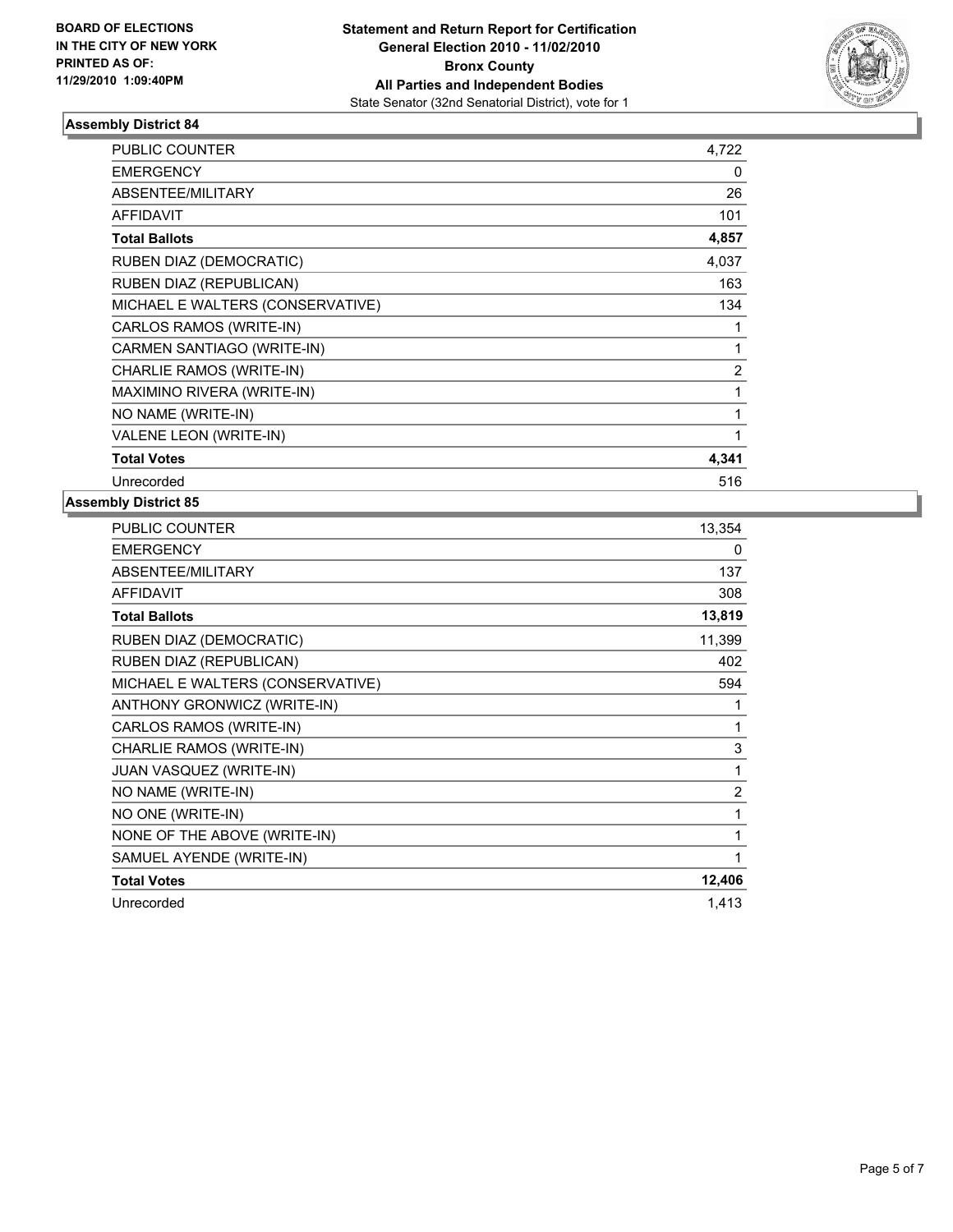BOARD OF ELECTIONS
IN THE CITY OF NEW YORK
PRINTED AS OF:
11/29/2010 1:09:40PM

**Statement and Return Report for Certification**
**General Election 2010 - 11/02/2010**
**Bronx County**
**All Parties and Independent Bodies**
State Senator (32nd Senatorial District), vote for 1

### Assembly District 84

| | |
|---|---|
| PUBLIC COUNTER | 4,722 |
| EMERGENCY | 0 |
| ABSENTEE/MILITARY | 26 |
| AFFIDAVIT | 101 |
| **Total Ballots** | **4,857** |
| RUBEN DIAZ (DEMOCRATIC) | 4,037 |
| RUBEN DIAZ (REPUBLICAN) | 163 |
| MICHAEL E WALTERS (CONSERVATIVE) | 134 |
| CARLOS RAMOS (WRITE-IN) | 1 |
| CARMEN SANTIAGO (WRITE-IN) | 1 |
| CHARLIE RAMOS (WRITE-IN) | 2 |
| MAXIMINO RIVERA (WRITE-IN) | 1 |
| NO NAME (WRITE-IN) | 1 |
| VALENE LEON (WRITE-IN) | 1 |
| **Total Votes** | **4,341** |
| Unrecorded | 516 |

### Assembly District 85

| | |
|---|---|
| PUBLIC COUNTER | 13,354 |
| EMERGENCY | 0 |
| ABSENTEE/MILITARY | 137 |
| AFFIDAVIT | 308 |
| **Total Ballots** | **13,819** |
| RUBEN DIAZ (DEMOCRATIC) | 11,399 |
| RUBEN DIAZ (REPUBLICAN) | 402 |
| MICHAEL E WALTERS (CONSERVATIVE) | 594 |
| ANTHONY GRONWICZ (WRITE-IN) | 1 |
| CARLOS RAMOS (WRITE-IN) | 1 |
| CHARLIE RAMOS (WRITE-IN) | 3 |
| JUAN VASQUEZ (WRITE-IN) | 1 |
| NO NAME (WRITE-IN) | 2 |
| NO ONE (WRITE-IN) | 1 |
| NONE OF THE ABOVE (WRITE-IN) | 1 |
| SAMUEL AYENDE (WRITE-IN) | 1 |
| **Total Votes** | **12,406** |
| Unrecorded | 1,413 |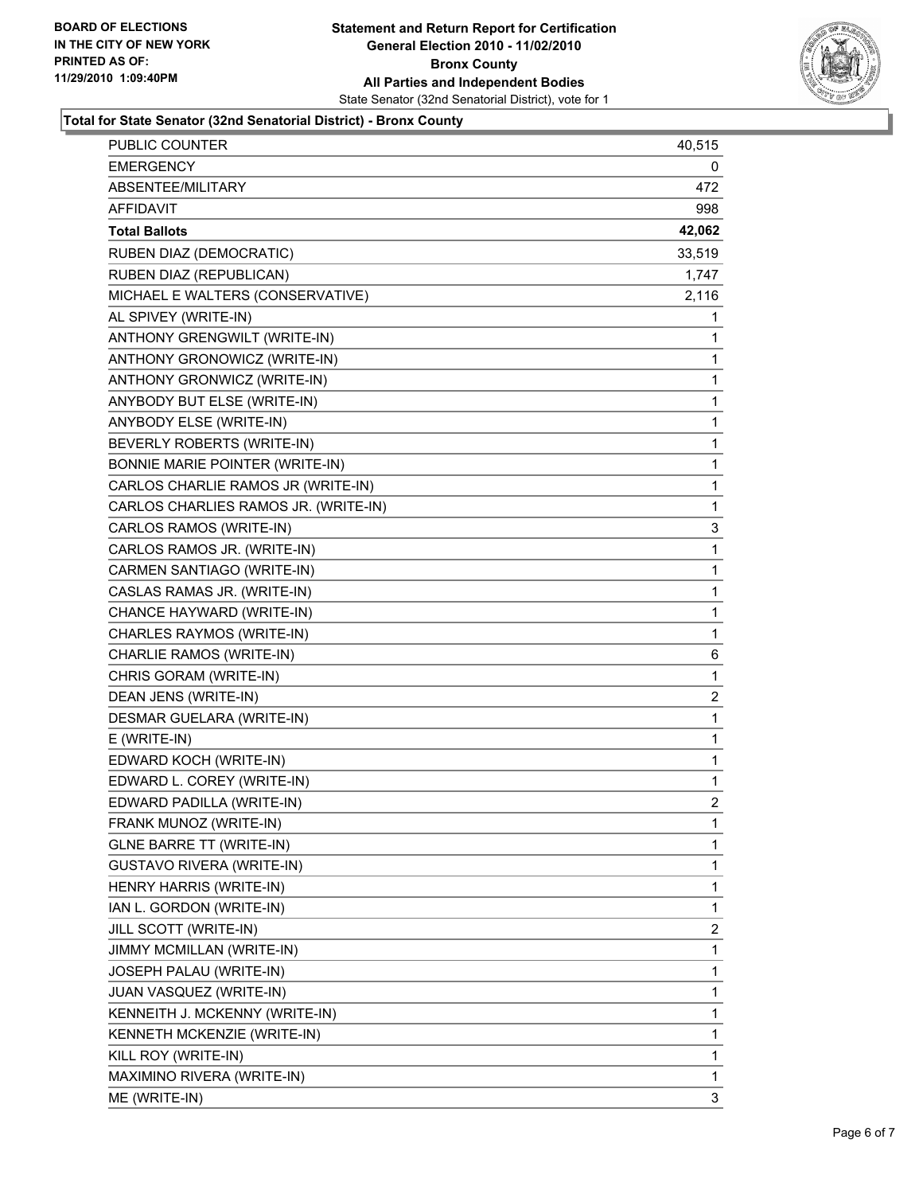**BOARD OF ELECTIONS IN THE CITY OF NEW YORK PRINTED AS OF: 11/29/2010 1:09:40PM**

# Statement and Return Report for Certification General Election 2010 - 11/02/2010 Bronx County All Parties and Independent Bodies

State Senator (32nd Senatorial District), vote for 1

## Total for State Senator (32nd Senatorial District) - Bronx County

| | |
|---|---|
| PUBLIC COUNTER | 40,515 |
| EMERGENCY | 0 |
| ABSENTEE/MILITARY | 472 |
| AFFIDAVIT | 998 |
| **Total Ballots** | **42,062** |
| RUBEN DIAZ (DEMOCRATIC) | 33,519 |
| RUBEN DIAZ (REPUBLICAN) | 1,747 |
| MICHAEL E WALTERS (CONSERVATIVE) | 2,116 |
| AL SPIVEY (WRITE-IN) | 1 |
| ANTHONY GRENGWILT (WRITE-IN) | 1 |
| ANTHONY GRONOWICZ (WRITE-IN) | 1 |
| ANTHONY GRONWICZ (WRITE-IN) | 1 |
| ANYBODY BUT ELSE (WRITE-IN) | 1 |
| ANYBODY ELSE (WRITE-IN) | 1 |
| BEVERLY ROBERTS (WRITE-IN) | 1 |
| BONNIE MARIE POINTER (WRITE-IN) | 1 |
| CARLOS CHARLIE RAMOS JR (WRITE-IN) | 1 |
| CARLOS CHARLIES RAMOS JR. (WRITE-IN) | 1 |
| CARLOS RAMOS (WRITE-IN) | 3 |
| CARLOS RAMOS JR. (WRITE-IN) | 1 |
| CARMEN SANTIAGO (WRITE-IN) | 1 |
| CASLAS RAMAS JR. (WRITE-IN) | 1 |
| CHANCE HAYWARD (WRITE-IN) | 1 |
| CHARLES RAYMOS (WRITE-IN) | 1 |
| CHARLIE RAMOS (WRITE-IN) | 6 |
| CHRIS GORAM (WRITE-IN) | 1 |
| DEAN JENS (WRITE-IN) | 2 |
| DESMAR GUELARA (WRITE-IN) | 1 |
| E (WRITE-IN) | 1 |
| EDWARD KOCH (WRITE-IN) | 1 |
| EDWARD L. COREY (WRITE-IN) | 1 |
| EDWARD PADILLA (WRITE-IN) | 2 |
| FRANK MUNOZ (WRITE-IN) | 1 |
| GLNE BARRE TT (WRITE-IN) | 1 |
| GUSTAVO RIVERA (WRITE-IN) | 1 |
| HENRY HARRIS (WRITE-IN) | 1 |
| IAN L. GORDON (WRITE-IN) | 1 |
| JILL SCOTT (WRITE-IN) | 2 |
| JIMMY MCMILLAN (WRITE-IN) | 1 |
| JOSEPH PALAU (WRITE-IN) | 1 |
| JUAN VASQUEZ (WRITE-IN) | 1 |
| KENNEITH J. MCKENNY (WRITE-IN) | 1 |
| KENNETH MCKENZIE (WRITE-IN) | 1 |
| KILL ROY (WRITE-IN) | 1 |
| MAXIMINO RIVERA (WRITE-IN) | 1 |
| ME (WRITE-IN) | 3 |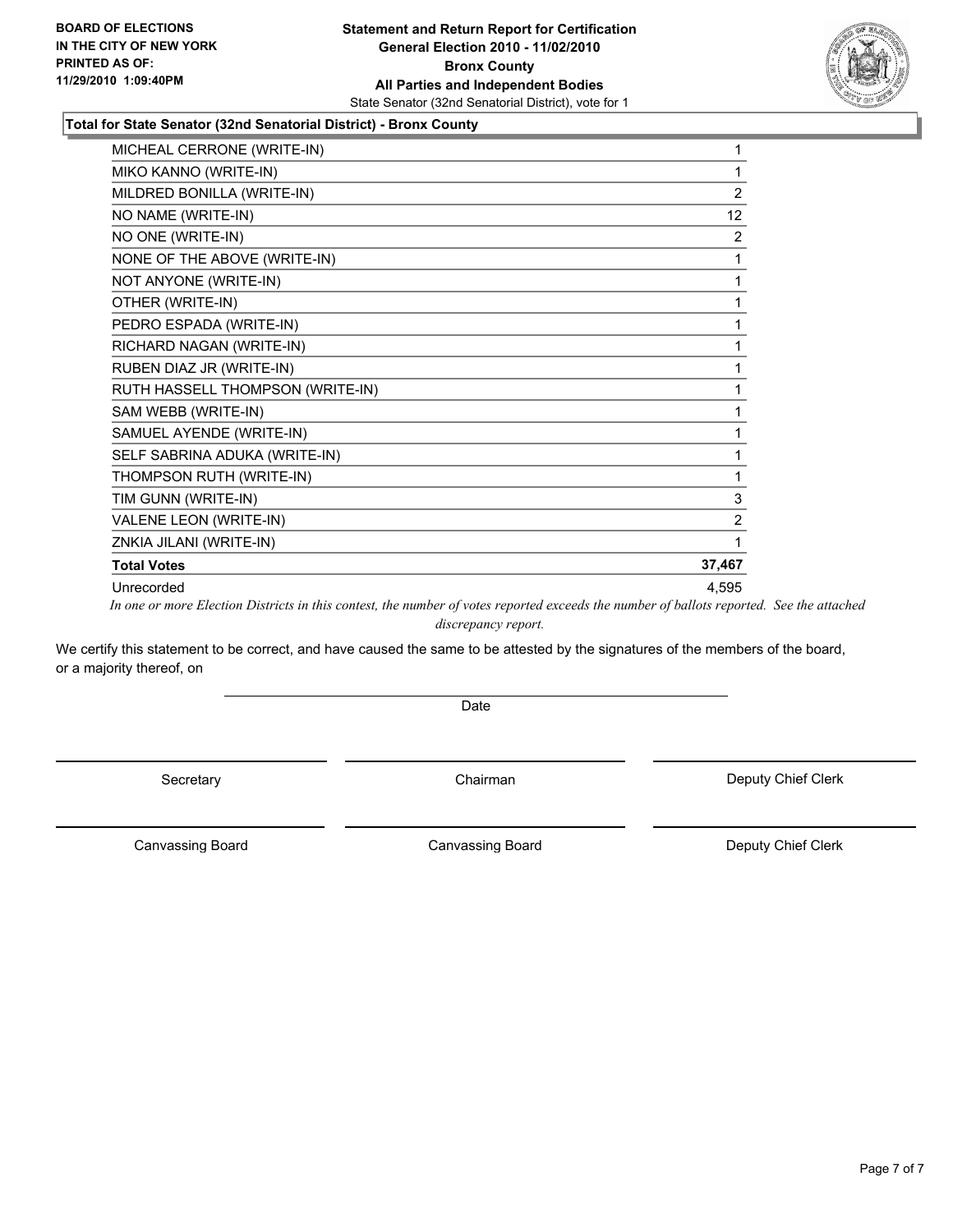**BOARD OF ELECTIONS IN THE CITY OF NEW YORK PRINTED AS OF: 11/29/2010 1:09:40PM**

**Statement and Return Report for Certification General Election 2010 - 11/02/2010 Bronx County All Parties and Independent Bodies**

State Senator (32nd Senatorial District), vote for 1

**Total for State Senator (32nd Senatorial District) - Bronx County**

| | |
|---|---|
| MICHEAL CERRONE (WRITE-IN) | 1 |
| MIKO KANNO (WRITE-IN) | 1 |
| MILDRED BONILLA (WRITE-IN) | 2 |
| NO NAME (WRITE-IN) | 12 |
| NO ONE (WRITE-IN) | 2 |
| NONE OF THE ABOVE (WRITE-IN) | 1 |
| NOT ANYONE (WRITE-IN) | 1 |
| OTHER (WRITE-IN) | 1 |
| PEDRO ESPADA (WRITE-IN) | 1 |
| RICHARD NAGAN (WRITE-IN) | 1 |
| RUBEN DIAZ JR (WRITE-IN) | 1 |
| RUTH HASSELL THOMPSON (WRITE-IN) | 1 |
| SAM WEBB (WRITE-IN) | 1 |
| SAMUEL AYENDE (WRITE-IN) | 1 |
| SELF SABRINA ADUKA (WRITE-IN) | 1 |
| THOMPSON RUTH (WRITE-IN) | 1 |
| TIM GUNN (WRITE-IN) | 3 |
| VALENE LEON (WRITE-IN) | 2 |
| ZNKIA JILANI (WRITE-IN) | 1 |
| **Total Votes** | **37,467** |
| Unrecorded | 4,595 |

*In one or more Election Districts in this contest, the number of votes reported exceeds the number of ballots reported. See the attached discrepancy report.*

We certify this statement to be correct, and have caused the same to be attested by the signatures of the members of the board, or a majority thereof, on

Date

Secretary

Chairman

Deputy Chief Clerk

Canvassing Board

Canvassing Board

Deputy Chief Clerk